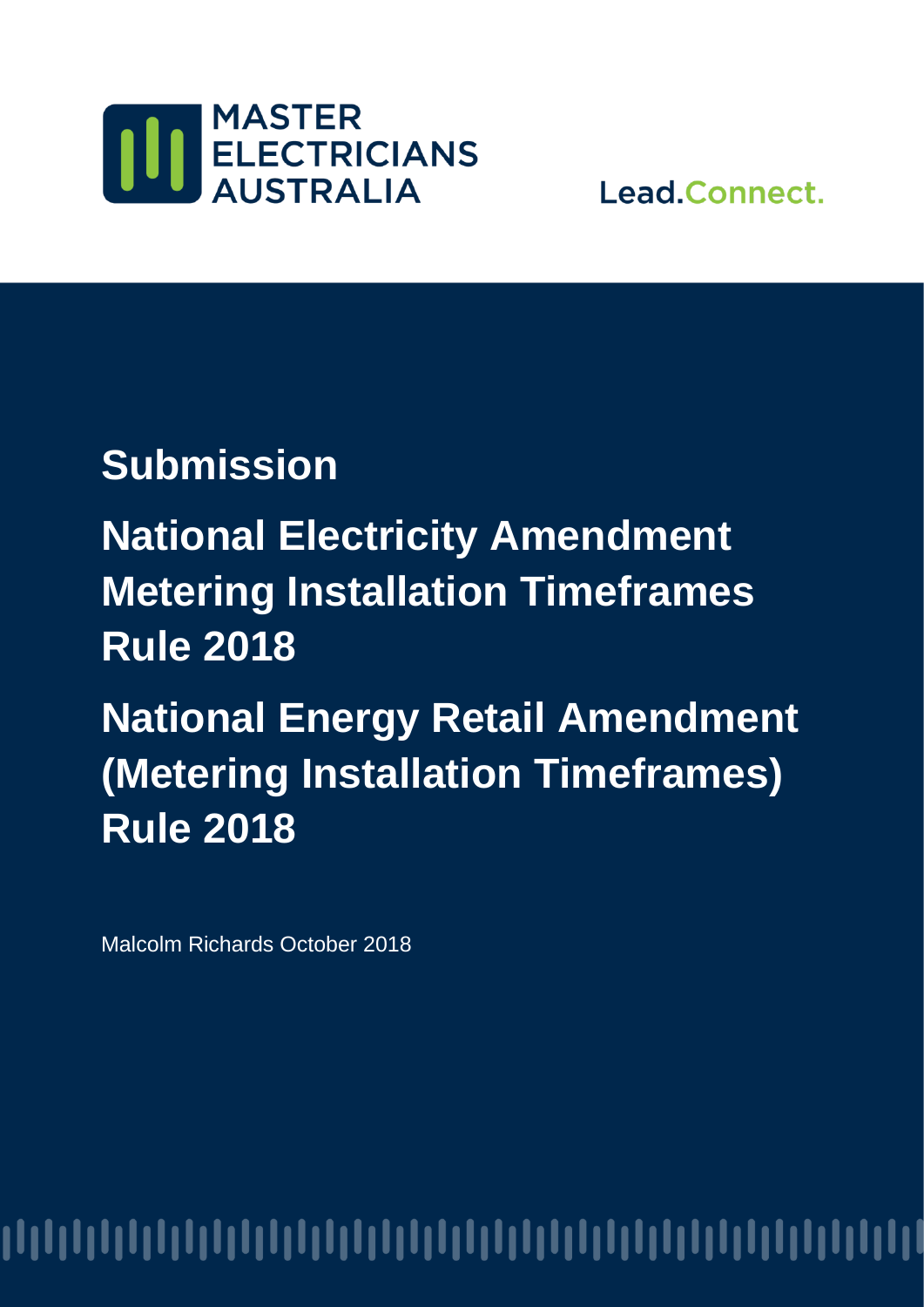MASTER ELECTRICIANS AUSTRALIA

Lead.Connect.

# Submission

# National Electricity Amendment Metering Installation Timeframes Rule 2018

# National Energy Retail Amendment (Metering Installation Timeframes) Rule 2018

Malcolm Richards October 2018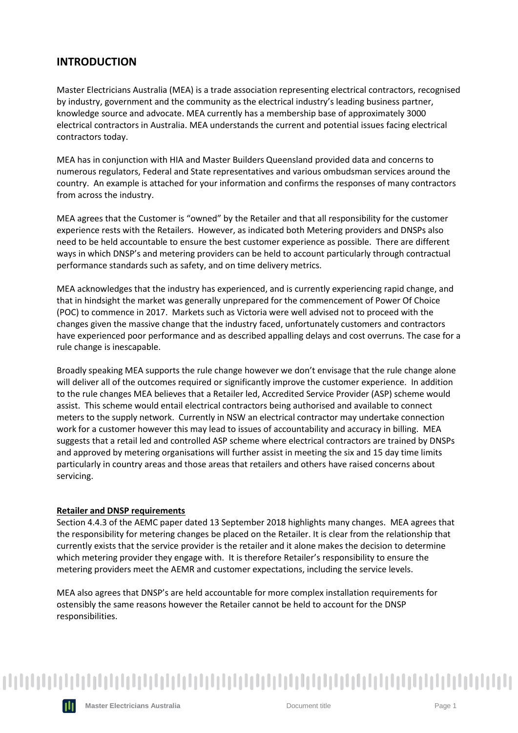## INTRODUCTION

Master Electricians Australia (MEA) is a trade association representing electrical contractors, recognised by industry, government and the community as the electrical industry's leading business partner, knowledge source and advocate. MEA currently has a membership base of approximately 3000 electrical contractors in Australia. MEA understands the current and potential issues facing electrical contractors today.

MEA has in conjunction with HIA and Master Builders Queensland provided data and concerns to numerous regulators, Federal and State representatives and various ombudsman services around the country. An example is attached for your information and confirms the responses of many contractors from across the industry.

MEA agrees that the Customer is "owned" by the Retailer and that all responsibility for the customer experience rests with the Retailers. However, as indicated both Metering providers and DNSPs also need to be held accountable to ensure the best customer experience as possible. There are different ways in which DNSP's and metering providers can be held to account particularly through contractual performance standards such as safety, and on time delivery metrics.

MEA acknowledges that the industry has experienced, and is currently experiencing rapid change, and that in hindsight the market was generally unprepared for the commencement of Power Of Choice (POC) to commence in 2017. Markets such as Victoria were well advised not to proceed with the changes given the massive change that the industry faced, unfortunately customers and contractors have experienced poor performance and as described appalling delays and cost overruns. The case for a rule change is inescapable.

Broadly speaking MEA supports the rule change however we don't envisage that the rule change alone will deliver all of the outcomes required or significantly improve the customer experience. In addition to the rule changes MEA believes that a Retailer led, Accredited Service Provider (ASP) scheme would assist. This scheme would entail electrical contractors being authorised and available to connect meters to the supply network. Currently in NSW an electrical contractor may undertake connection work for a customer however this may lead to issues of accountability and accuracy in billing. MEA suggests that a retail led and controlled ASP scheme where electrical contractors are trained by DNSPs and approved by metering organisations will further assist in meeting the six and 15 day time limits particularly in country areas and those areas that retailers and others have raised concerns about servicing.

**Retailer and DNSP requirements**

Section 4.4.3 of the AEMC paper dated 13 September 2018 highlights many changes. MEA agrees that the responsibility for metering changes be placed on the Retailer. It is clear from the relationship that currently exists that the service provider is the retailer and it alone makes the decision to determine which metering provider they engage with. It is therefore Retailer's responsibility to ensure the metering providers meet the AEMR and customer expectations, including the service levels.

MEA also agrees that DNSP's are held accountable for more complex installation requirements for ostensibly the same reasons however the Retailer cannot be held to account for the DNSP responsibilities.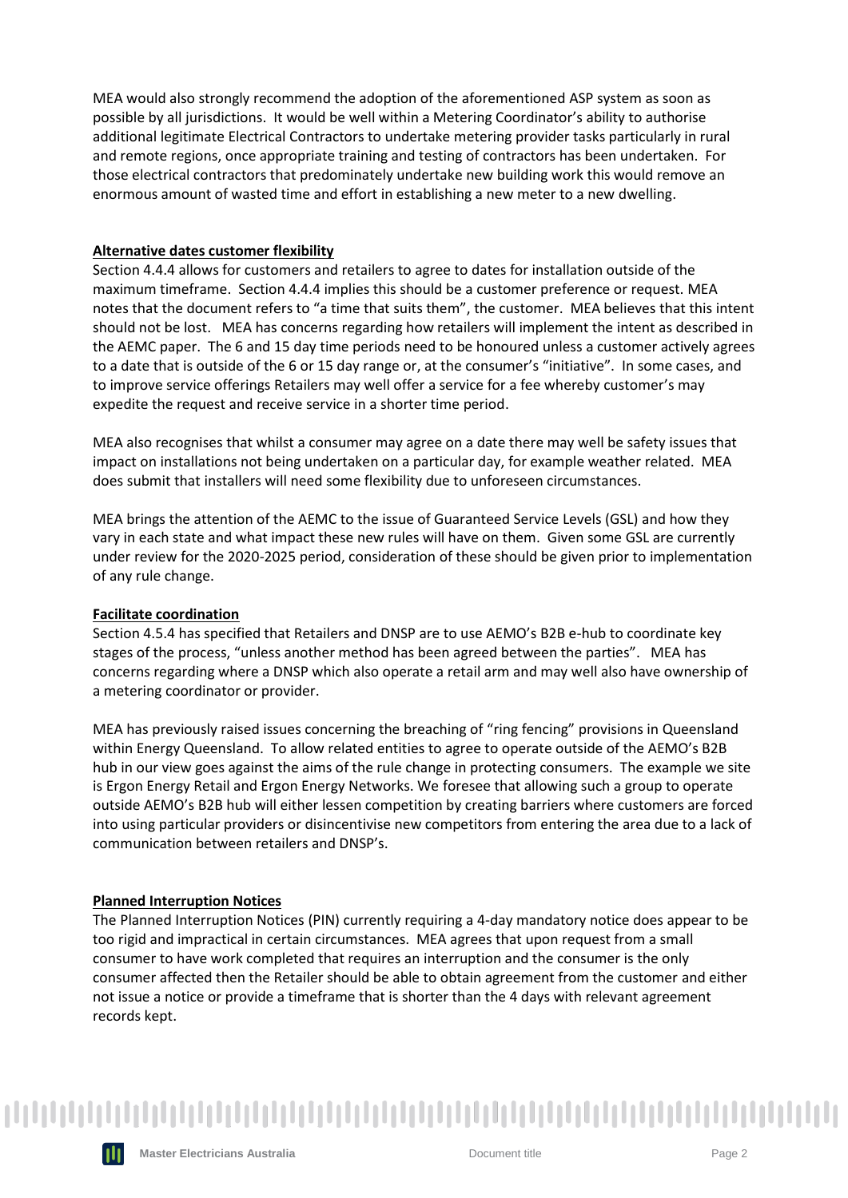MEA would also strongly recommend the adoption of the aforementioned ASP system as soon as possible by all jurisdictions. It would be well within a Metering Coordinator's ability to authorise additional legitimate Electrical Contractors to undertake metering provider tasks particularly in rural and remote regions, once appropriate training and testing of contractors has been undertaken. For those electrical contractors that predominately undertake new building work this would remove an enormous amount of wasted time and effort in establishing a new meter to a new dwelling.

**Alternative dates customer flexibility**

Section 4.4.4 allows for customers and retailers to agree to dates for installation outside of the maximum timeframe. Section 4.4.4 implies this should be a customer preference or request. MEA notes that the document refers to "a time that suits them", the customer. MEA believes that this intent should not be lost. MEA has concerns regarding how retailers will implement the intent as described in the AEMC paper. The 6 and 15 day time periods need to be honoured unless a customer actively agrees to a date that is outside of the 6 or 15 day range or, at the consumer's "initiative". In some cases, and to improve service offerings Retailers may well offer a service for a fee whereby customer's may expedite the request and receive service in a shorter time period.

MEA also recognises that whilst a consumer may agree on a date there may well be safety issues that impact on installations not being undertaken on a particular day, for example weather related. MEA does submit that installers will need some flexibility due to unforeseen circumstances.

MEA brings the attention of the AEMC to the issue of Guaranteed Service Levels (GSL) and how they vary in each state and what impact these new rules will have on them. Given some GSL are currently under review for the 2020-2025 period, consideration of these should be given prior to implementation of any rule change.

**Facilitate coordination**

Section 4.5.4 has specified that Retailers and DNSP are to use AEMO's B2B e-hub to coordinate key stages of the process, "unless another method has been agreed between the parties". MEA has concerns regarding where a DNSP which also operate a retail arm and may well also have ownership of a metering coordinator or provider.

MEA has previously raised issues concerning the breaching of "ring fencing" provisions in Queensland within Energy Queensland. To allow related entities to agree to operate outside of the AEMO's B2B hub in our view goes against the aims of the rule change in protecting consumers. The example we site is Ergon Energy Retail and Ergon Energy Networks. We foresee that allowing such a group to operate outside AEMO's B2B hub will either lessen competition by creating barriers where customers are forced into using particular providers or disincentivise new competitors from entering the area due to a lack of communication between retailers and DNSP's.

**Planned Interruption Notices**

The Planned Interruption Notices (PIN) currently requiring a 4-day mandatory notice does appear to be too rigid and impractical in certain circumstances. MEA agrees that upon request from a small consumer to have work completed that requires an interruption and the consumer is the only consumer affected then the Retailer should be able to obtain agreement from the customer and either not issue a notice or provide a timeframe that is shorter than the 4 days with relevant agreement records kept.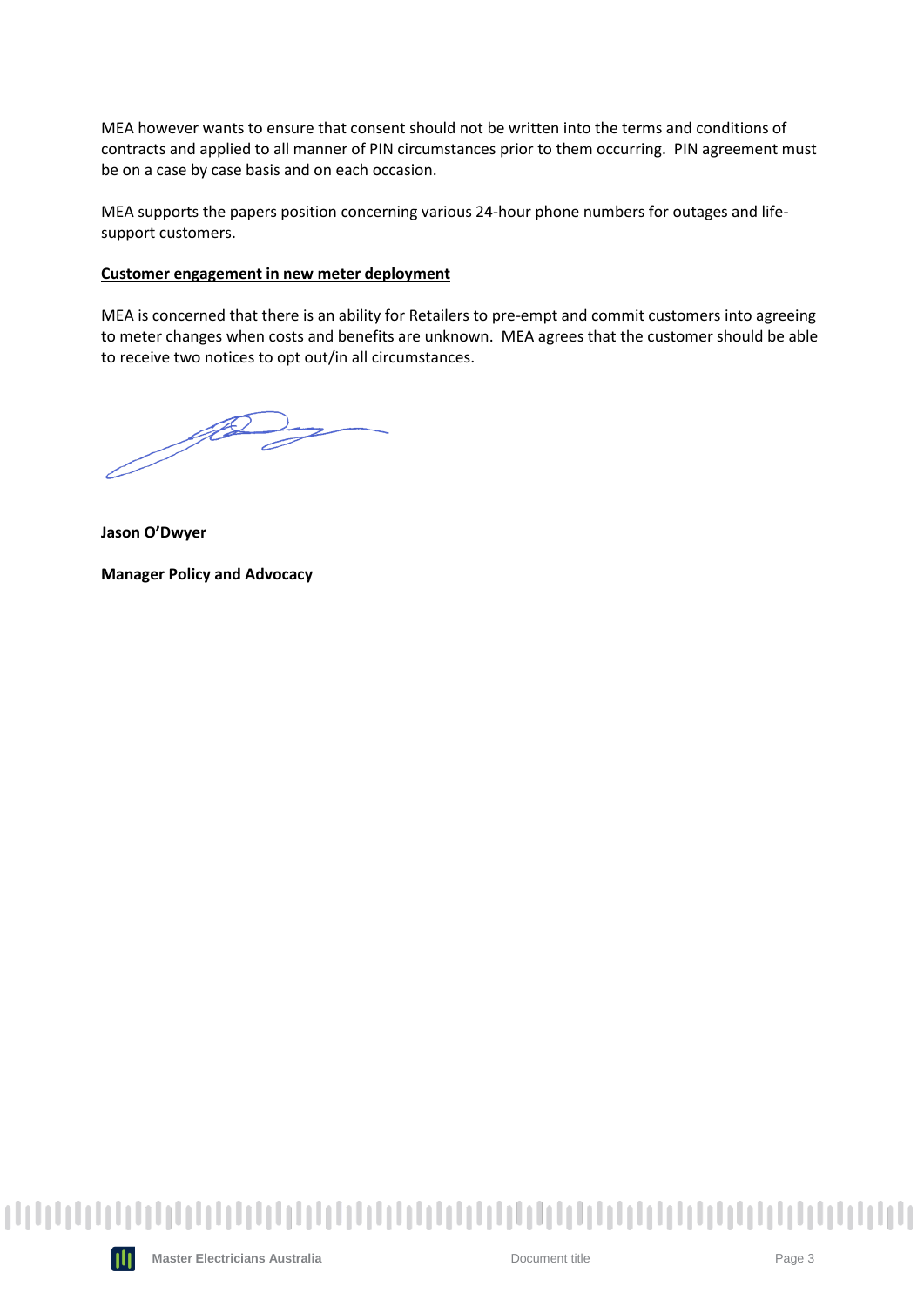MEA however wants to ensure that consent should not be written into the terms and conditions of contracts and applied to all manner of PIN circumstances prior to them occurring. PIN agreement must be on a case by case basis and on each occasion.

MEA supports the papers position concerning various 24-hour phone numbers for outages and life-support customers.

**Customer engagement in new meter deployment**

MEA is concerned that there is an ability for Retailers to pre-empt and commit customers into agreeing to meter changes when costs and benefits are unknown. MEA agrees that the customer should be able to receive two notices to opt out/in all circumstances.

**Jason O'Dwyer**

**Manager Policy and Advocacy**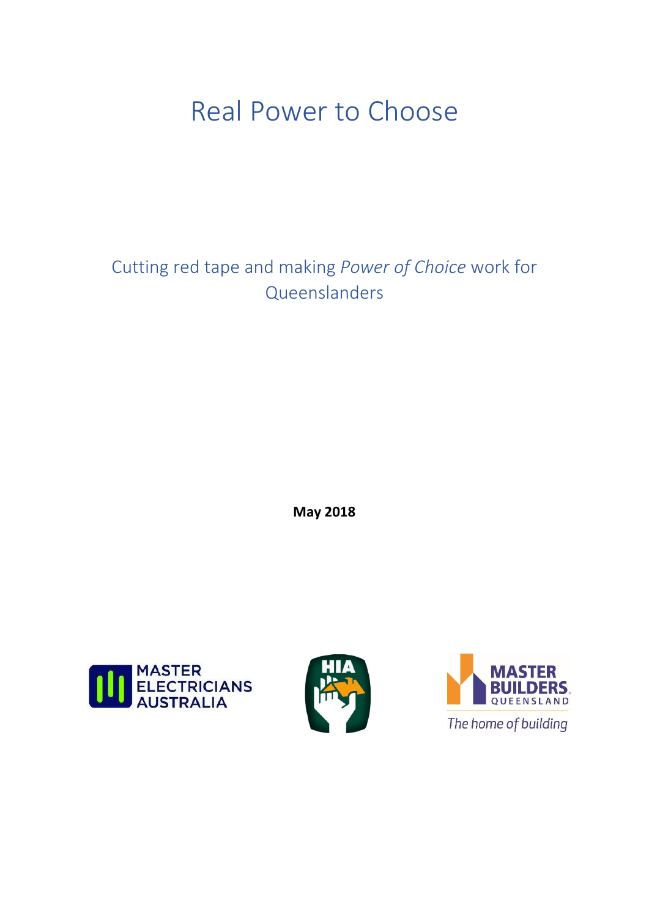# Real Power to Choose

## Cutting red tape and making *Power of Choice* work for Queenslanders

**May 2018**

MASTER ELECTRICIANS AUSTRALIA

HIA

MASTER BUILDERS QUEENSLAND

The home of building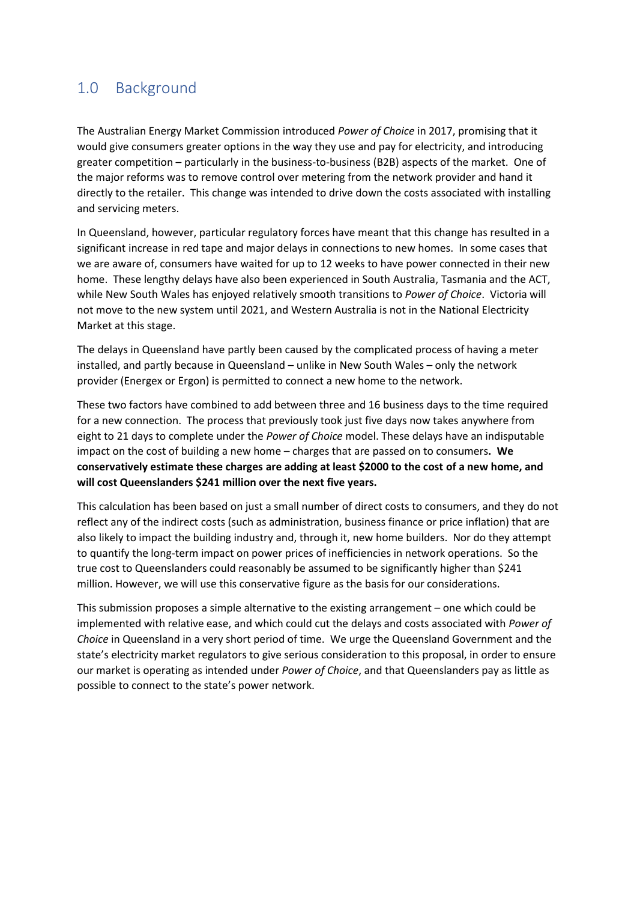## 1.0 Background

The Australian Energy Market Commission introduced *Power of Choice* in 2017, promising that it would give consumers greater options in the way they use and pay for electricity, and introducing greater competition – particularly in the business-to-business (B2B) aspects of the market. One of the major reforms was to remove control over metering from the network provider and hand it directly to the retailer. This change was intended to drive down the costs associated with installing and servicing meters.

In Queensland, however, particular regulatory forces have meant that this change has resulted in a significant increase in red tape and major delays in connections to new homes. In some cases that we are aware of, consumers have waited for up to 12 weeks to have power connected in their new home. These lengthy delays have also been experienced in South Australia, Tasmania and the ACT, while New South Wales has enjoyed relatively smooth transitions to *Power of Choice*. Victoria will not move to the new system until 2021, and Western Australia is not in the National Electricity Market at this stage.

The delays in Queensland have partly been caused by the complicated process of having a meter installed, and partly because in Queensland – unlike in New South Wales – only the network provider (Energex or Ergon) is permitted to connect a new home to the network.

These two factors have combined to add between three and 16 business days to the time required for a new connection. The process that previously took just five days now takes anywhere from eight to 21 days to complete under the *Power of Choice* model. These delays have an indisputable impact on the cost of building a new home – charges that are passed on to consumers**. We conservatively estimate these charges are adding at least $2000 to the cost of a new home, and will cost Queenslanders $241 million over the next five years.**

This calculation has been based on just a small number of direct costs to consumers, and they do not reflect any of the indirect costs (such as administration, business finance or price inflation) that are also likely to impact the building industry and, through it, new home builders. Nor do they attempt to quantify the long-term impact on power prices of inefficiencies in network operations. So the true cost to Queenslanders could reasonably be assumed to be significantly higher than $241 million. However, we will use this conservative figure as the basis for our considerations.

This submission proposes a simple alternative to the existing arrangement – one which could be implemented with relative ease, and which could cut the delays and costs associated with *Power of Choice* in Queensland in a very short period of time. We urge the Queensland Government and the state's electricity market regulators to give serious consideration to this proposal, in order to ensure our market is operating as intended under *Power of Choice*, and that Queenslanders pay as little as possible to connect to the state's power network.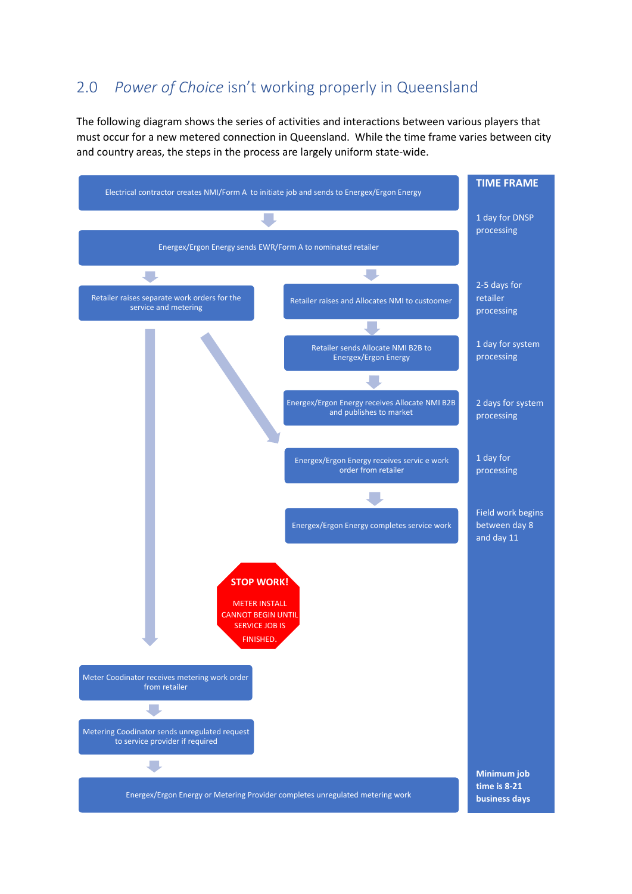## 2.0 *Power of Choice* isn't working properly in Queensland

The following diagram shows the series of activities and interactions between various players that must occur for a new metered connection in Queensland. While the time frame varies between city and country areas, the steps in the process are largely uniform state-wide.

Electrical contractor creates NMI/Form A to initiate job and sends to Energex/Ergon Energy

Energex/Ergon Energy sends EWR/Form A to nominated retailer

Retailer raises separate work orders for the service and metering

Retailer raises and Allocates NMI to custoomer

Retailer sends Allocate NMI B2B to Energex/Ergon Energy

Energex/Ergon Energy receives Allocate NMI B2B and publishes to market

Energex/Ergon Energy receives servic e work order from retailer

Energex/Ergon Energy completes service work

**STOP WORK!**

METER INSTALL CANNOT BEGIN UNTIL SERVICE JOB IS FINISHED.

Meter Coodinator receives metering work order from retailer

Metering Coodinator sends unregulated request to service provider if required

Energex/Ergon Energy or Metering Provider completes unregulated metering work

**TIME FRAME**

1 day for DNSP processing

2-5 days for retailer processing

1 day for system processing

2 days for system processing

1 day for processing

Field work begins between day 8 and day 11

**Minimum job time is 8-21 business days**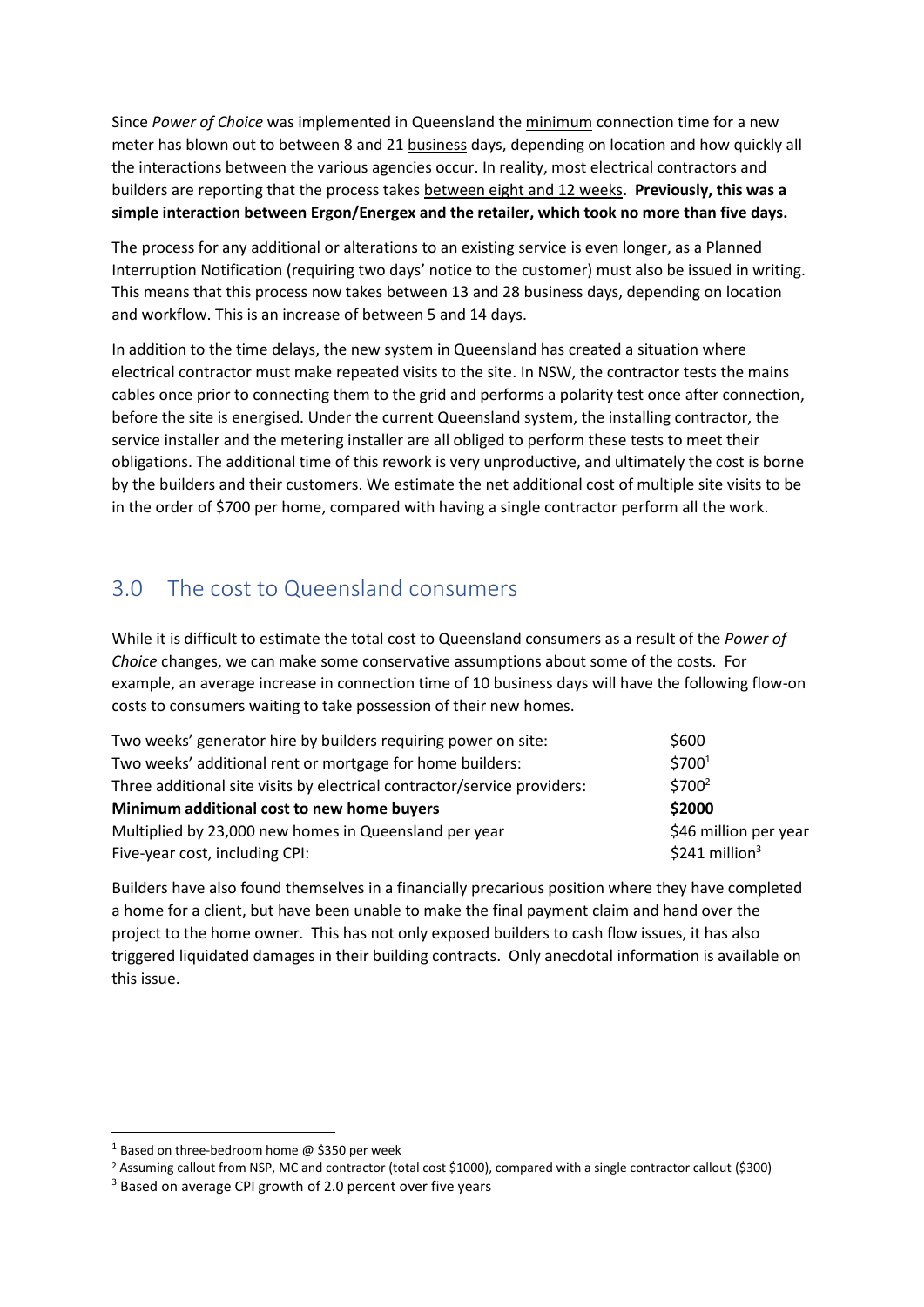Since *Power of Choice* was implemented in Queensland the minimum connection time for a new meter has blown out to between 8 and 21 business days, depending on location and how quickly all the interactions between the various agencies occur. In reality, most electrical contractors and builders are reporting that the process takes between eight and 12 weeks. **Previously, this was a simple interaction between Ergon/Energex and the retailer, which took no more than five days.**

The process for any additional or alterations to an existing service is even longer, as a Planned Interruption Notification (requiring two days' notice to the customer) must also be issued in writing. This means that this process now takes between 13 and 28 business days, depending on location and workflow. This is an increase of between 5 and 14 days.

In addition to the time delays, the new system in Queensland has created a situation where electrical contractor must make repeated visits to the site. In NSW, the contractor tests the mains cables once prior to connecting them to the grid and performs a polarity test once after connection, before the site is energised. Under the current Queensland system, the installing contractor, the service installer and the metering installer are all obliged to perform these tests to meet their obligations. The additional time of this rework is very unproductive, and ultimately the cost is borne by the builders and their customers. We estimate the net additional cost of multiple site visits to be in the order of $700 per home, compared with having a single contractor perform all the work.

## 3.0 The cost to Queensland consumers

While it is difficult to estimate the total cost to Queensland consumers as a result of the *Power of Choice* changes, we can make some conservative assumptions about some of the costs. For example, an average increase in connection time of 10 business days will have the following flow-on costs to consumers waiting to take possession of their new homes.

| | |
|---|---|
| Two weeks' generator hire by builders requiring power on site: | $600 |
| Two weeks' additional rent or mortgage for home builders: | $700[1] |
| Three additional site visits by electrical contractor/service providers: | $700[2] |
| **Minimum additional cost to new home buyers** | **$2000** |
| Multiplied by 23,000 new homes in Queensland per year | $46 million per year |
| Five-year cost, including CPI: | $241 million[3] |

Builders have also found themselves in a financially precarious position where they have completed a home for a client, but have been unable to make the final payment claim and hand over the project to the home owner. This has not only exposed builders to cash flow issues, it has also triggered liquidated damages in their building contracts. Only anecdotal information is available on this issue.

---

[1] Based on three-bedroom home @ $350 per week

[2] Assuming callout from NSP, MC and contractor (total cost $1000), compared with a single contractor callout ($300)

[3] Based on average CPI growth of 2.0 percent over five years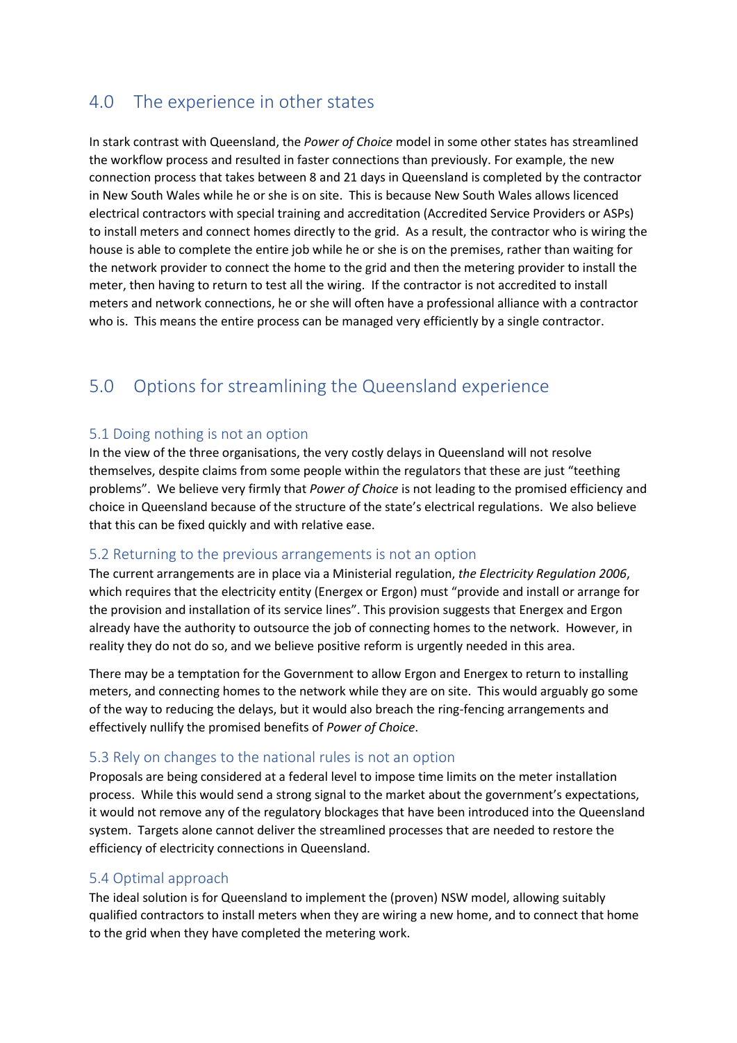## 4.0 The experience in other states

In stark contrast with Queensland, the *Power of Choice* model in some other states has streamlined the workflow process and resulted in faster connections than previously. For example, the new connection process that takes between 8 and 21 days in Queensland is completed by the contractor in New South Wales while he or she is on site. This is because New South Wales allows licenced electrical contractors with special training and accreditation (Accredited Service Providers or ASPs) to install meters and connect homes directly to the grid. As a result, the contractor who is wiring the house is able to complete the entire job while he or she is on the premises, rather than waiting for the network provider to connect the home to the grid and then the metering provider to install the meter, then having to return to test all the wiring. If the contractor is not accredited to install meters and network connections, he or she will often have a professional alliance with a contractor who is. This means the entire process can be managed very efficiently by a single contractor.

## 5.0 Options for streamlining the Queensland experience

### 5.1 Doing nothing is not an option

In the view of the three organisations, the very costly delays in Queensland will not resolve themselves, despite claims from some people within the regulators that these are just "teething problems". We believe very firmly that *Power of Choice* is not leading to the promised efficiency and choice in Queensland because of the structure of the state's electrical regulations. We also believe that this can be fixed quickly and with relative ease.

### 5.2 Returning to the previous arrangements is not an option

The current arrangements are in place via a Ministerial regulation, *the Electricity Regulation 2006*, which requires that the electricity entity (Energex or Ergon) must "provide and install or arrange for the provision and installation of its service lines". This provision suggests that Energex and Ergon already have the authority to outsource the job of connecting homes to the network. However, in reality they do not do so, and we believe positive reform is urgently needed in this area.

There may be a temptation for the Government to allow Ergon and Energex to return to installing meters, and connecting homes to the network while they are on site. This would arguably go some of the way to reducing the delays, but it would also breach the ring-fencing arrangements and effectively nullify the promised benefits of *Power of Choice*.

### 5.3 Rely on changes to the national rules is not an option

Proposals are being considered at a federal level to impose time limits on the meter installation process. While this would send a strong signal to the market about the government's expectations, it would not remove any of the regulatory blockages that have been introduced into the Queensland system. Targets alone cannot deliver the streamlined processes that are needed to restore the efficiency of electricity connections in Queensland.

### 5.4 Optimal approach

The ideal solution is for Queensland to implement the (proven) NSW model, allowing suitably qualified contractors to install meters when they are wiring a new home, and to connect that home to the grid when they have completed the metering work.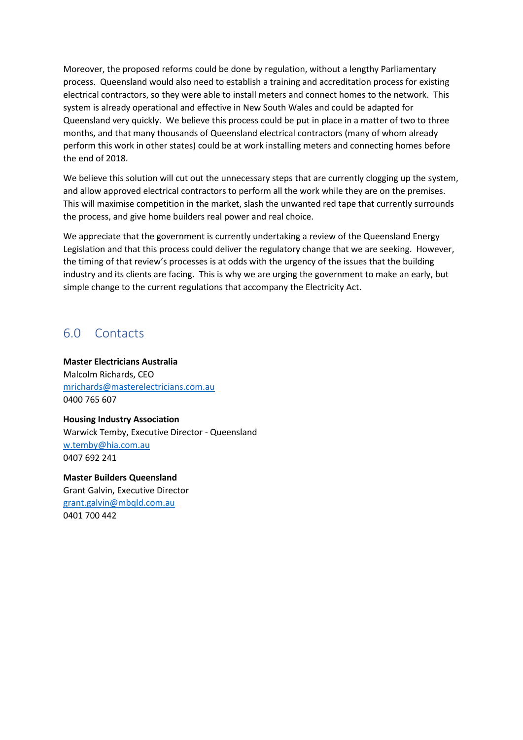Moreover, the proposed reforms could be done by regulation, without a lengthy Parliamentary process. Queensland would also need to establish a training and accreditation process for existing electrical contractors, so they were able to install meters and connect homes to the network. This system is already operational and effective in New South Wales and could be adapted for Queensland very quickly. We believe this process could be put in place in a matter of two to three months, and that many thousands of Queensland electrical contractors (many of whom already perform this work in other states) could be at work installing meters and connecting homes before the end of 2018.

We believe this solution will cut out the unnecessary steps that are currently clogging up the system, and allow approved electrical contractors to perform all the work while they are on the premises. This will maximise competition in the market, slash the unwanted red tape that currently surrounds the process, and give home builders real power and real choice.

We appreciate that the government is currently undertaking a review of the Queensland Energy Legislation and that this process could deliver the regulatory change that we are seeking. However, the timing of that review's processes is at odds with the urgency of the issues that the building industry and its clients are facing. This is why we are urging the government to make an early, but simple change to the current regulations that accompany the Electricity Act.

## 6.0 Contacts

**Master Electricians Australia**
Malcolm Richards, CEO
mrichards@masterelectricians.com.au
0400 765 607

**Housing Industry Association**
Warwick Temby, Executive Director - Queensland
w.temby@hia.com.au
0407 692 241

**Master Builders Queensland**
Grant Galvin, Executive Director
grant.galvin@mbqld.com.au
0401 700 442